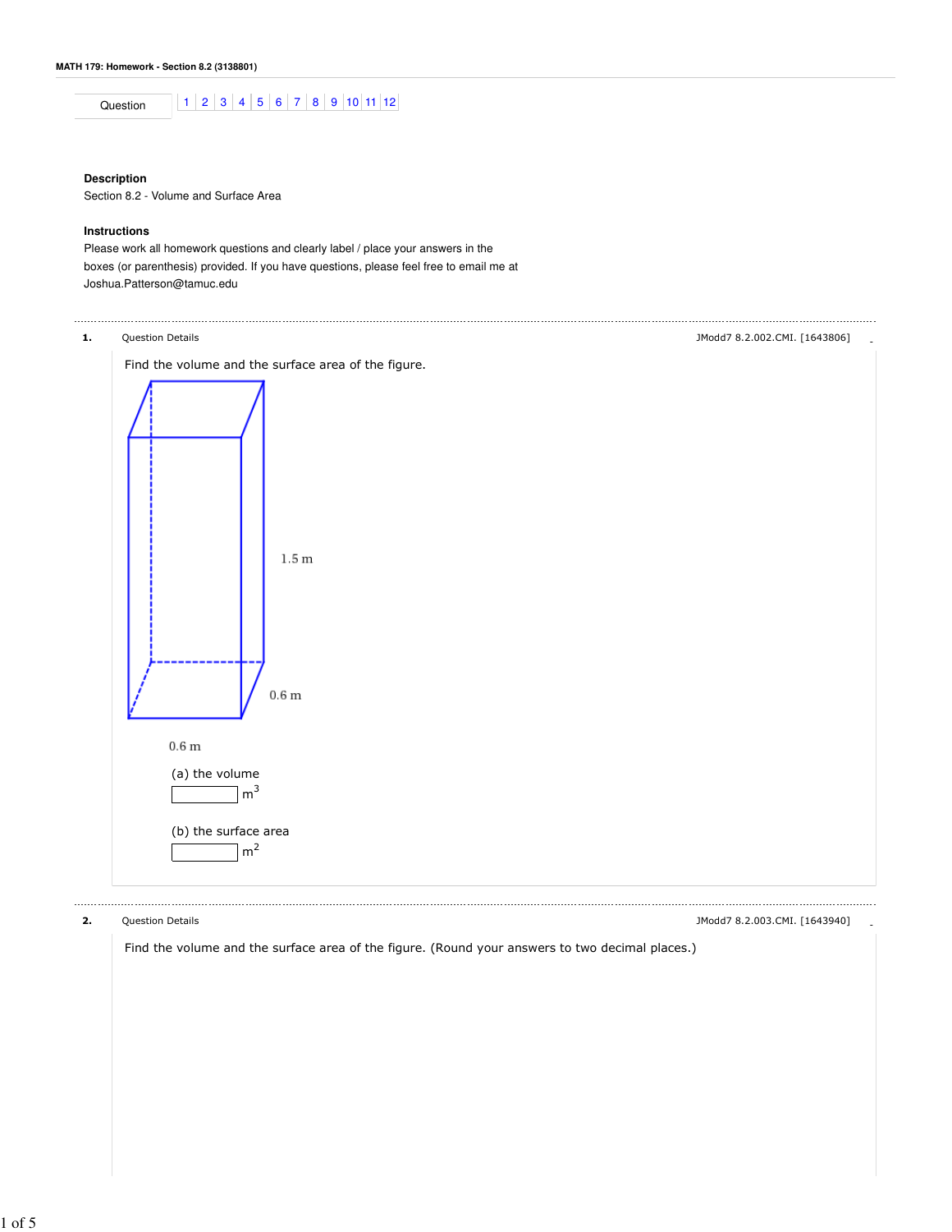**MATH 179: Homework - Section 8.2 (3138801)**

| Question | 1 | 2 | 3 | 4 | 5 | 6 | 7 | 8 | 9 | 10 | 11 | 12 |
|---|---|---|---|---|---|---|---|---|---|---|---|---|

**Description**

Section 8.2 - Volume and Surface Area

**Instructions**

Please work all homework questions and clearly label / place your answers in the boxes (or parenthesis) provided. If you have questions, please feel free to email me at Joshua.Patterson@tamuc.edu

---

**1.** Question Details JModd7 8.2.002.CMI. [1643806]

Find the volume and the surface area of the figure.

1.5 m

0.6 m

0.6 m

(a) the volume

[ ] $m^3$

(b) the surface area

[ ] $m^2$

---

**2.** Question Details JModd7 8.2.003.CMI. [1643940]

Find the volume and the surface area of the figure. (Round your answers to two decimal places.)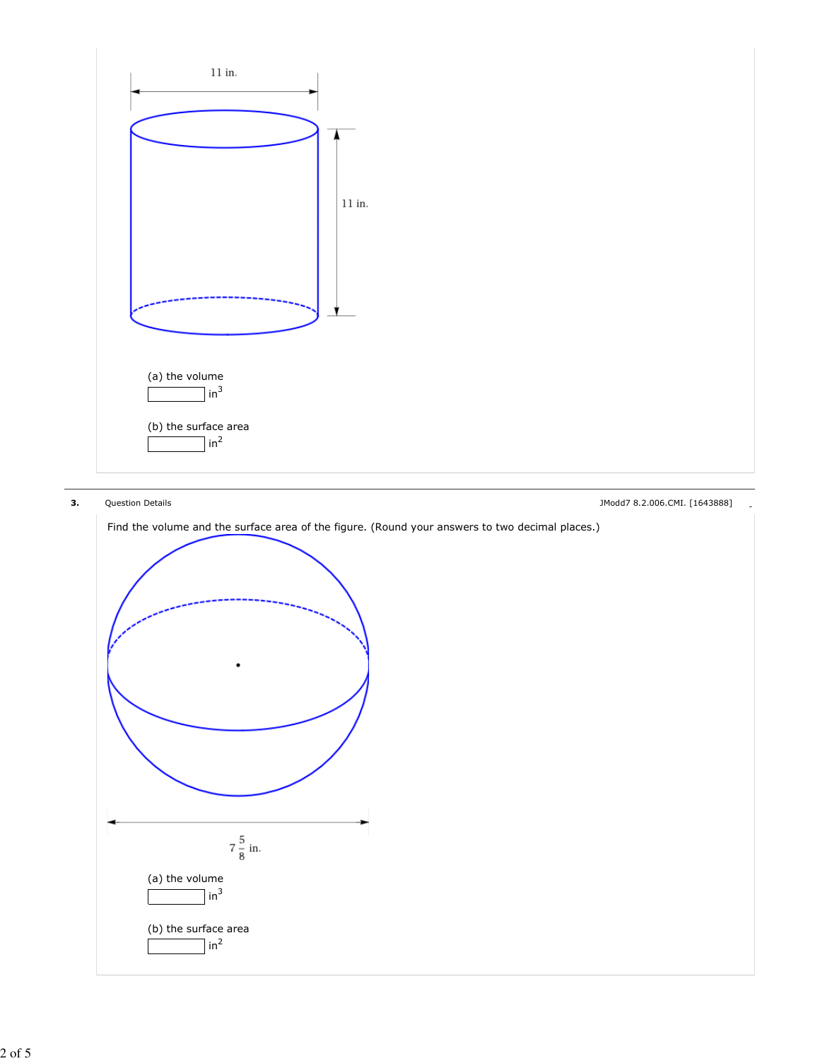11 in.

11 in.

(a) the volume

 in$^3$

(b) the surface area

 in$^2$

**3.** Question Details JModd7 8.2.006.CMI. [1643888]

Find the volume and the surface area of the figure. (Round your answers to two decimal places.)

$7\frac{5}{8}$ in.

(a) the volume

 in$^3$

(b) the surface area

 in$^2$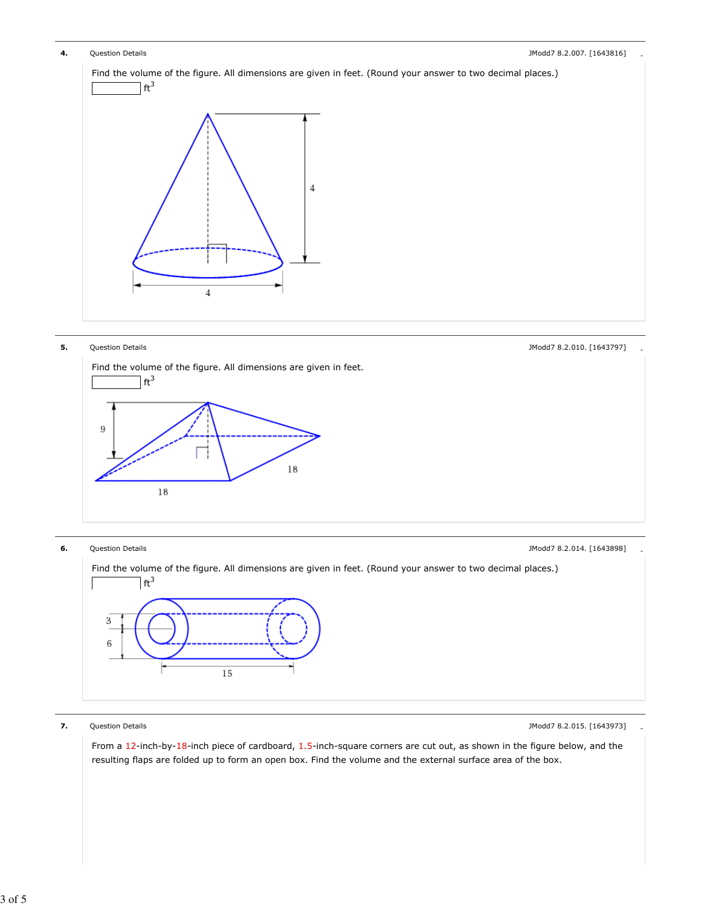**4.** Question Details JModd7 8.2.007. [1643816]

Find the volume of the figure. All dimensions are given in feet. (Round your answer to two decimal places.)

______ $ft^3$

**5.** Question Details JModd7 8.2.010. [1643797]

Find the volume of the figure. All dimensions are given in feet.

______ $ft^3$

**6.** Question Details JModd7 8.2.014. [1643898]

Find the volume of the figure. All dimensions are given in feet. (Round your answer to two decimal places.)

______ $ft^3$

**7.** Question Details JModd7 8.2.015. [1643973]

From a 12-inch-by-18-inch piece of cardboard, 1.5-inch-square corners are cut out, as shown in the figure below, and the resulting flaps are folded up to form an open box. Find the volume and the external surface area of the box.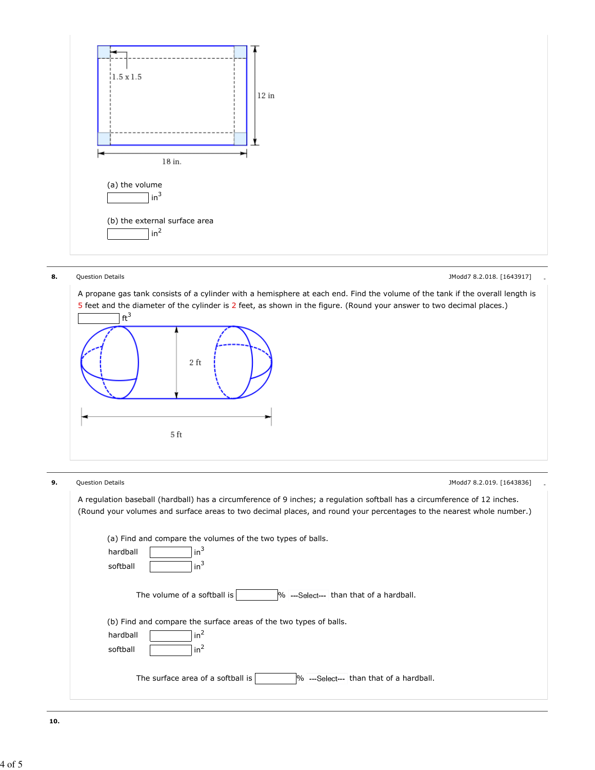1.5 x 1.5

12 in

18 in.

(a) the volume

______ $in^3$

(b) the external surface area

______ $in^2$

**8.** Question Details JModd7 8.2.018. [1643917]

A propane gas tank consists of a cylinder with a hemisphere at each end. Find the volume of the tank if the overall length is 5 feet and the diameter of the cylinder is 2 feet, as shown in the figure. (Round your answer to two decimal places.)

______ $ft^3$

2 ft

5 ft

**9.** Question Details JModd7 8.2.019. [1643836]

A regulation baseball (hardball) has a circumference of 9 inches; a regulation softball has a circumference of 12 inches. (Round your volumes and surface areas to two decimal places, and round your percentages to the nearest whole number.)

(a) Find and compare the volumes of the two types of balls.

hardball ______ $in^3$

softball ______ $in^3$

The volume of a softball is ______ % ---Select--- than that of a hardball.

(b) Find and compare the surface areas of the two types of balls.

hardball ______ $in^2$

softball ______ $in^2$

The surface area of a softball is ______ % ---Select--- than that of a hardball.

**10.**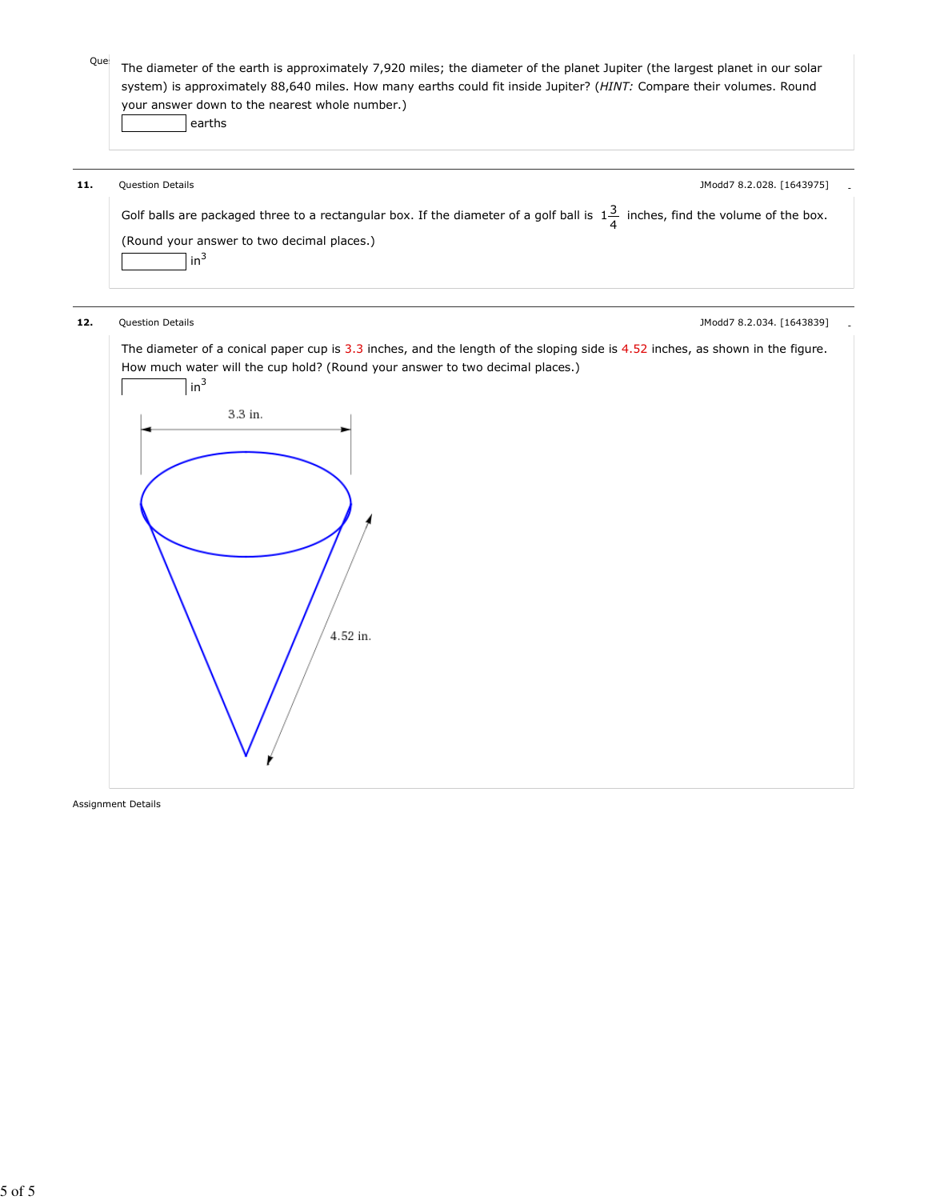The diameter of the earth is approximately 7,920 miles; the diameter of the planet Jupiter (the largest planet in our solar system) is approximately 88,640 miles. How many earths could fit inside Jupiter? (*HINT:* Compare their volumes. Round your answer down to the nearest whole number.)

\_\_\_\_\_\_ earths

---

**11.** Question Details — JModd7 8.2.028. [1643975]

Golf balls are packaged three to a rectangular box. If the diameter of a golf ball is $1\frac{3}{4}$ inches, find the volume of the box.

(Round your answer to two decimal places.)

\_\_\_\_\_\_ $in^3$

---

**12.** Question Details — JModd7 8.2.034. [1643839]

The diameter of a conical paper cup is 3.3 inches, and the length of the sloping side is 4.52 inches, as shown in the figure. How much water will the cup hold? (Round your answer to two decimal places.)

\_\_\_\_\_\_ $in^3$

3.3 in.

4.52 in.

Assignment Details